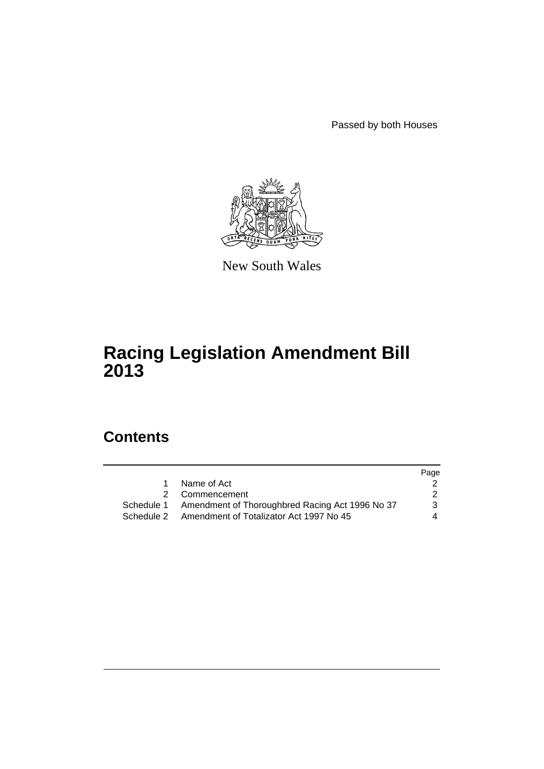Passed by both Houses

New South Wales

# Racing Legislation Amendment Bill 2013

## Contents

| | | Page |
|---|---|---|
| 1 | Name of Act | 2 |
| 2 | Commencement | 2 |
| Schedule 1 | Amendment of Thoroughbred Racing Act 1996 No 37 | 3 |
| Schedule 2 | Amendment of Totalizator Act 1997 No 45 | 4 |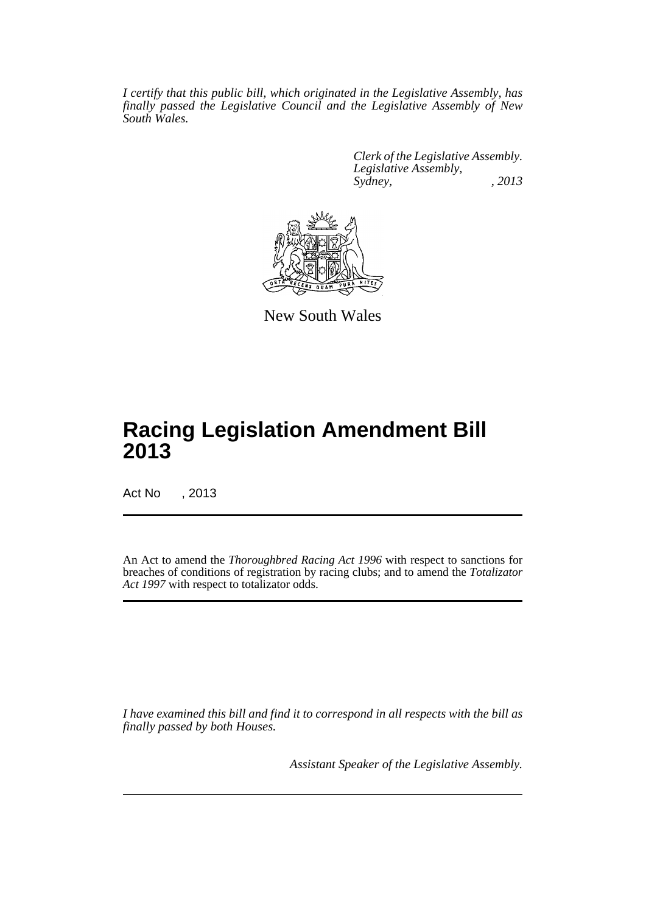*I certify that this public bill, which originated in the Legislative Assembly, has finally passed the Legislative Council and the Legislative Assembly of New South Wales.*

*Clerk of the Legislative Assembly.*
*Legislative Assembly,*
*Sydney, , 2013*

New South Wales

# Racing Legislation Amendment Bill 2013

Act No , 2013

An Act to amend the *Thoroughbred Racing Act 1996* with respect to sanctions for breaches of conditions of registration by racing clubs; and to amend the *Totalizator Act 1997* with respect to totalizator odds.

*I have examined this bill and find it to correspond in all respects with the bill as finally passed by both Houses.*

*Assistant Speaker of the Legislative Assembly.*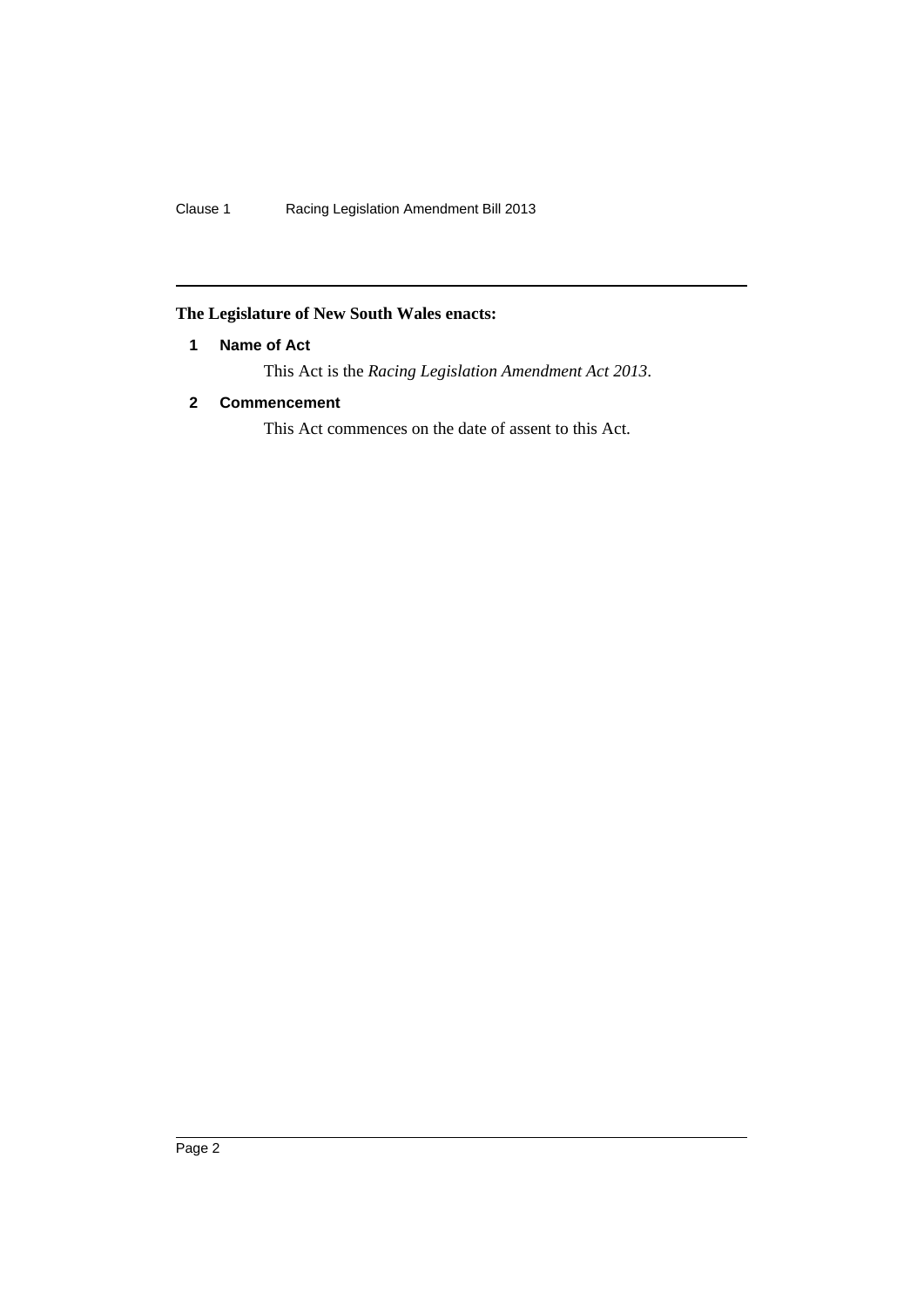**The Legislature of New South Wales enacts:**

### 1 Name of Act

This Act is the *Racing Legislation Amendment Act 2013*.

### 2 Commencement

This Act commences on the date of assent to this Act.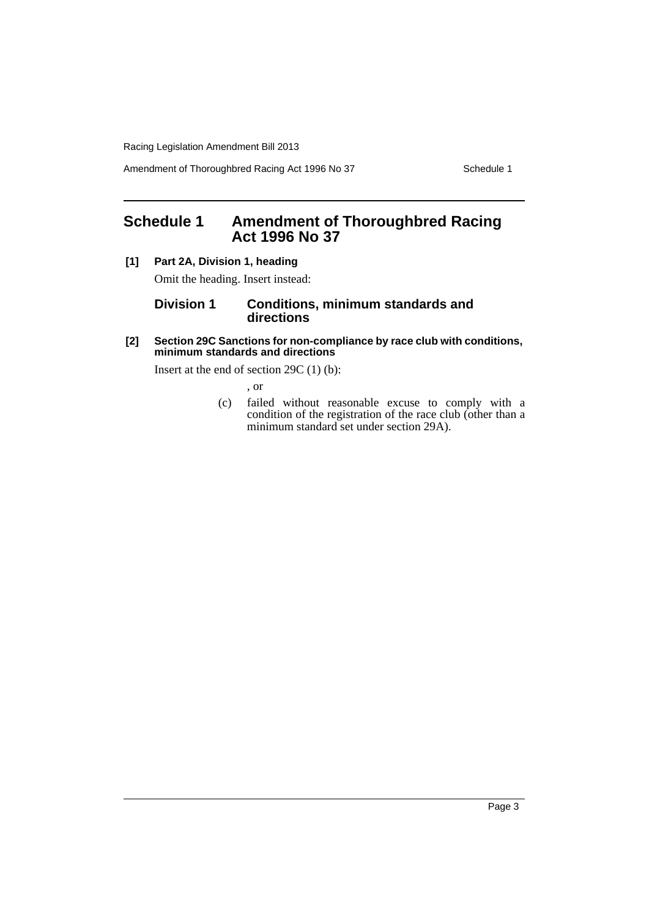# Schedule 1 Amendment of Thoroughbred Racing Act 1996 No 37

**[1] Part 2A, Division 1, heading**

Omit the heading. Insert instead:

## Division 1 Conditions, minimum standards and directions

**[2] Section 29C Sanctions for non-compliance by race club with conditions, minimum standards and directions**

Insert at the end of section 29C (1) (b):

, or

(c) failed without reasonable excuse to comply with a condition of the registration of the race club (other than a minimum standard set under section 29A).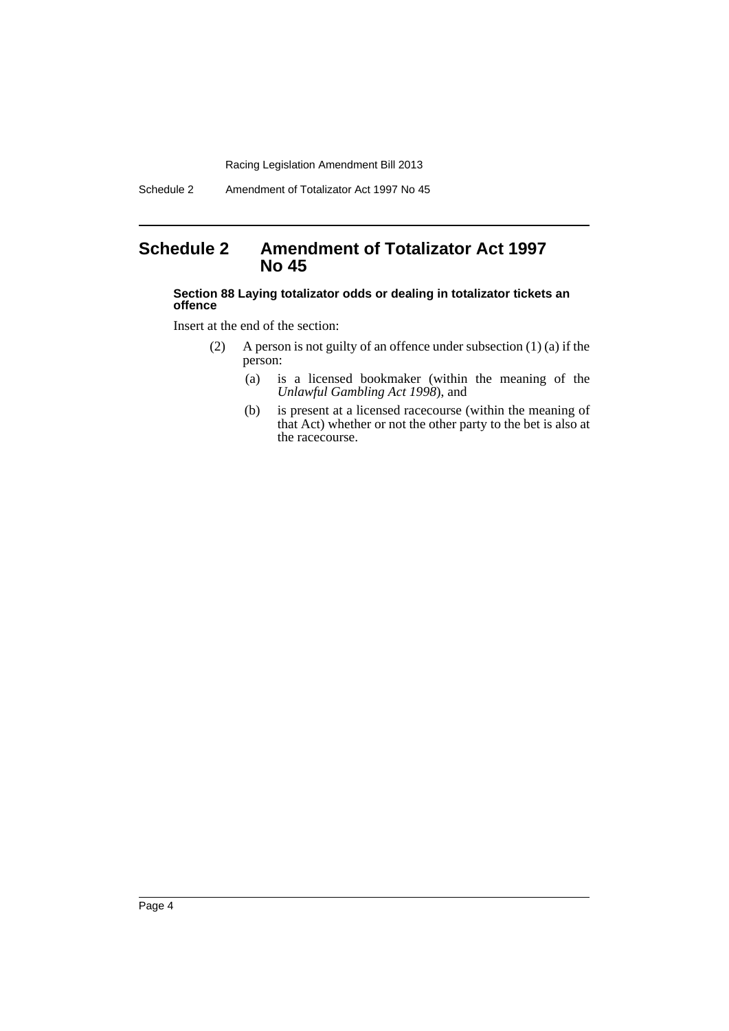## Schedule 2 Amendment of Totalizator Act 1997 No 45

#### Section 88 Laying totalizator odds or dealing in totalizator tickets an offence

Insert at the end of the section:

(2) A person is not guilty of an offence under subsection (1) (a) if the person:

(a) is a licensed bookmaker (within the meaning of the *Unlawful Gambling Act 1998*), and

(b) is present at a licensed racecourse (within the meaning of that Act) whether or not the other party to the bet is also at the racecourse.